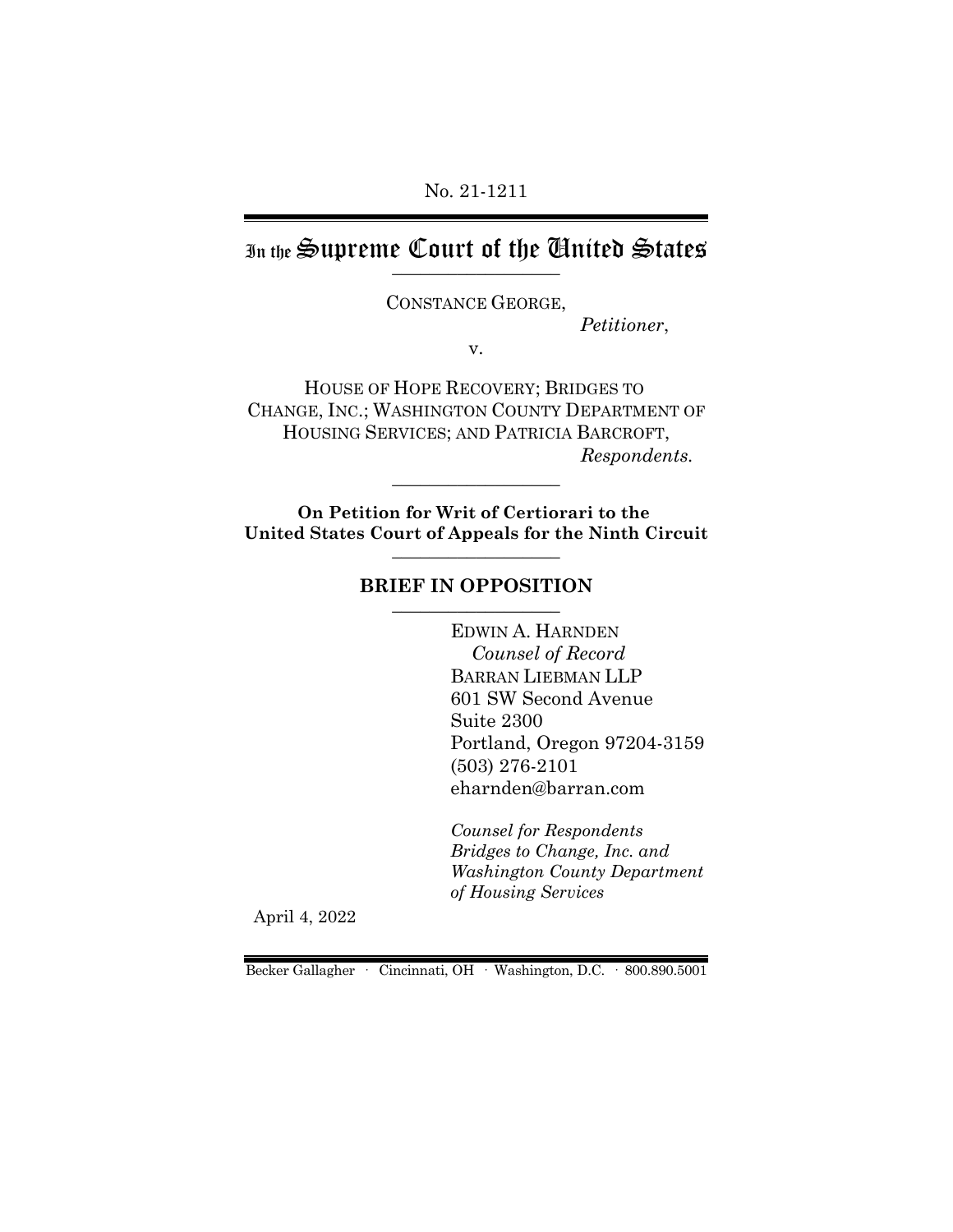No. 21-1211

# In the Supreme Court of the United States

CONSTANCE GEORGE,

*Petitioner*,

v.

HOUSE OF HOPE RECOVERY; BRIDGES TO CHANGE, INC.; WASHINGTON COUNTY DEPARTMENT OF HOUSING SERVICES; AND PATRICIA BARCROFT,

*Respondents.*

**On Petition for Writ of Certiorari to the United States Court of Appeals for the Ninth Circuit**

## BRIEF IN OPPOSITION

EDWIN A. HARNDEN
*Counsel of Record*
BARRAN LIEBMAN LLP
601 SW Second Avenue
Suite 2300
Portland, Oregon 97204-3159
(503) 276-2101
eharnden@barran.com

*Counsel for Respondents Bridges to Change, Inc. and Washington County Department of Housing Services*

April 4, 2022

Becker Gallagher · Cincinnati, OH · Washington, D.C. · 800.890.5001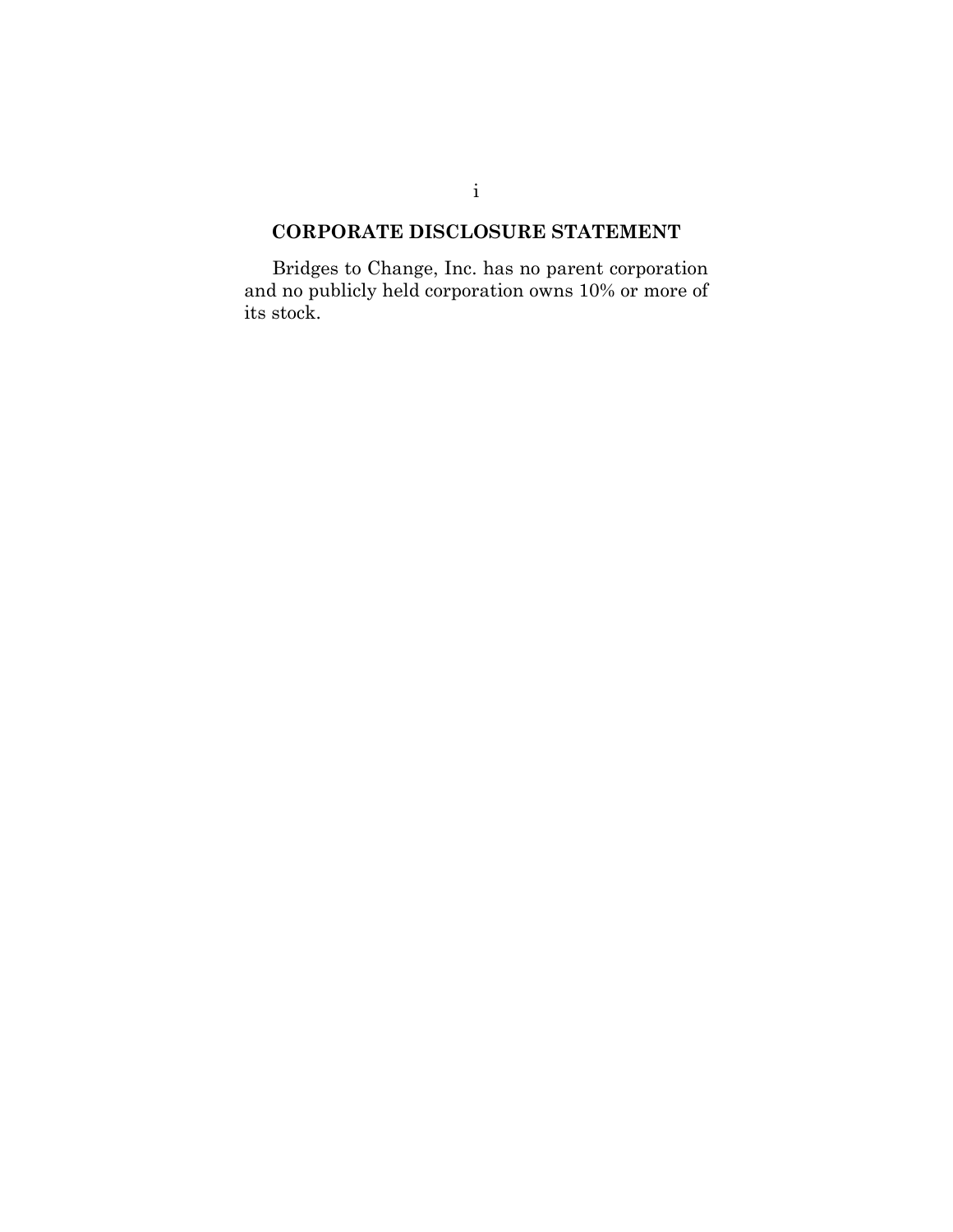## CORPORATE DISCLOSURE STATEMENT

Bridges to Change, Inc. has no parent corporation and no publicly held corporation owns 10% or more of its stock.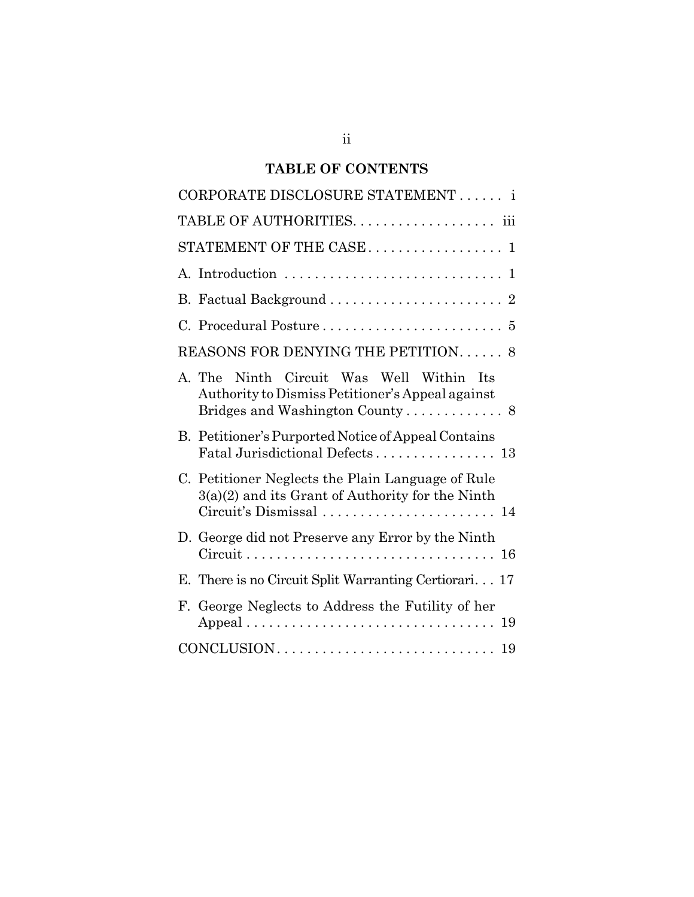## TABLE OF CONTENTS

| | |
|---|---|
| CORPORATE DISCLOSURE STATEMENT | i |
| TABLE OF AUTHORITIES | iii |
| STATEMENT OF THE CASE | 1 |
| A. Introduction | 1 |
| B. Factual Background | 2 |
| C. Procedural Posture | 5 |
| REASONS FOR DENYING THE PETITION | 8 |
| A. The Ninth Circuit Was Well Within Its Authority to Dismiss Petitioner's Appeal against Bridges and Washington County | 8 |
| B. Petitioner's Purported Notice of Appeal Contains Fatal Jurisdictional Defects | 13 |
| C. Petitioner Neglects the Plain Language of Rule 3(a)(2) and its Grant of Authority for the Ninth Circuit's Dismissal | 14 |
| D. George did not Preserve any Error by the Ninth Circuit | 16 |
| E. There is no Circuit Split Warranting Certiorari | 17 |
| F. George Neglects to Address the Futility of her Appeal | 19 |
| CONCLUSION | 19 |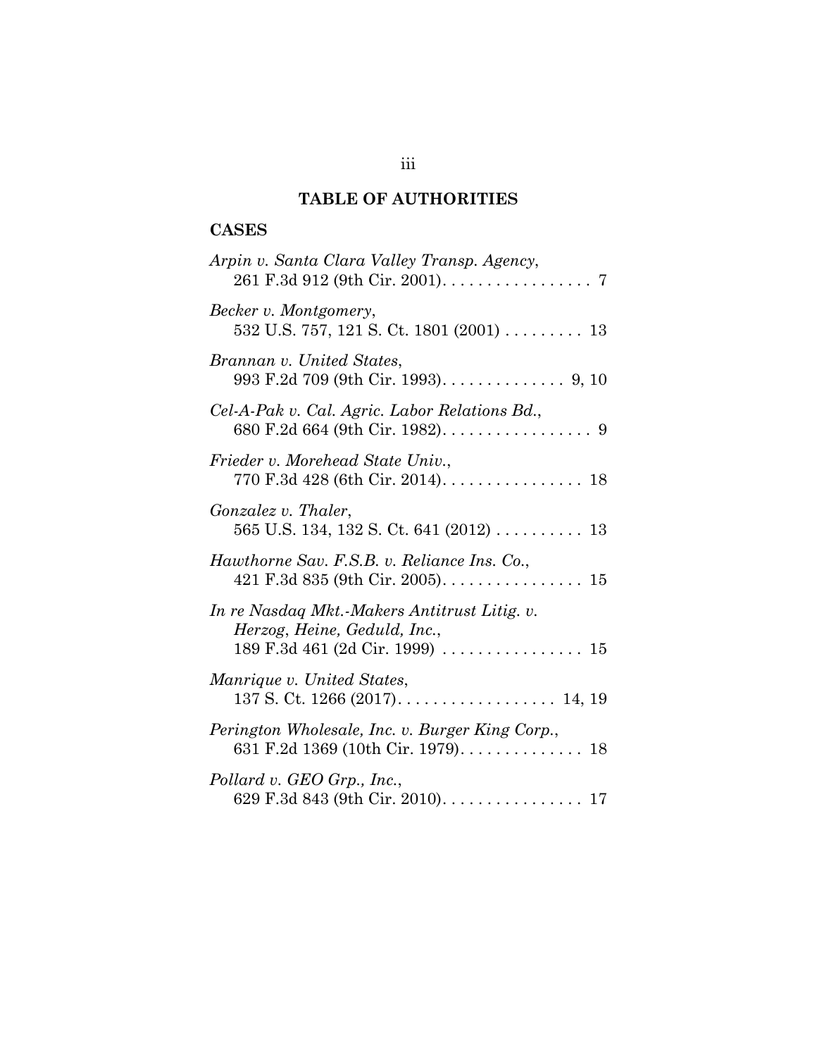# TABLE OF AUTHORITIES

## CASES

*Arpin v. Santa Clara Valley Transp. Agency*, 261 F.3d 912 (9th Cir. 2001). . . . . . . . . . . . . . . . . 7

*Becker v. Montgomery*, 532 U.S. 757, 121 S. Ct. 1801 (2001) . . . . . . . . . 13

*Brannan v. United States*, 993 F.2d 709 (9th Cir. 1993). . . . . . . . . . . . . . 9, 10

*Cel-A-Pak v. Cal. Agric. Labor Relations Bd.*, 680 F.2d 664 (9th Cir. 1982). . . . . . . . . . . . . . . . . 9

*Frieder v. Morehead State Univ.*, 770 F.3d 428 (6th Cir. 2014). . . . . . . . . . . . . . . . 18

*Gonzalez v. Thaler*, 565 U.S. 134, 132 S. Ct. 641 (2012) . . . . . . . . . . 13

*Hawthorne Sav. F.S.B. v. Reliance Ins. Co.*, 421 F.3d 835 (9th Cir. 2005). . . . . . . . . . . . . . . . 15

*In re Nasdaq Mkt.-Makers Antitrust Litig. v. Herzog, Heine, Geduld, Inc.*, 189 F.3d 461 (2d Cir. 1999) . . . . . . . . . . . . . . . . 15

*Manrique v. United States*, 137 S. Ct. 1266 (2017). . . . . . . . . . . . . . . . . . 14, 19

*Perington Wholesale, Inc. v. Burger King Corp.*, 631 F.2d 1369 (10th Cir. 1979). . . . . . . . . . . . . . 18

*Pollard v. GEO Grp., Inc.*, 629 F.3d 843 (9th Cir. 2010). . . . . . . . . . . . . . . . 17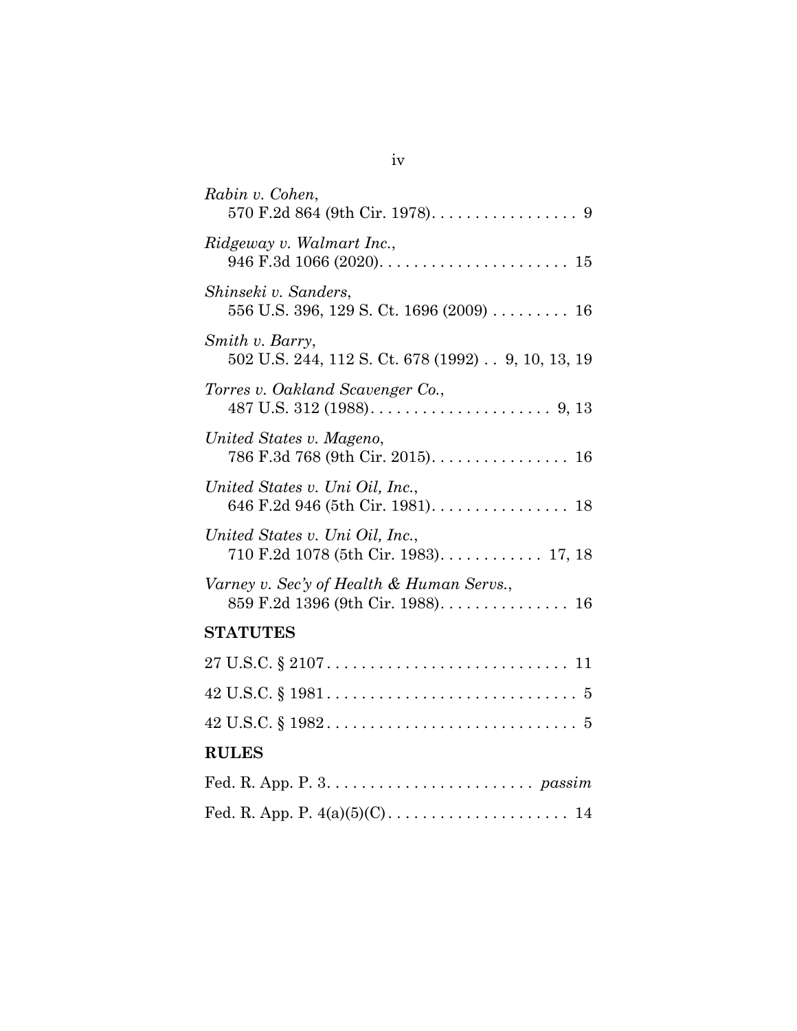*Rabin v. Cohen*,
570 F.2d 864 (9th Cir. 1978). . . . . . . . . . . . . . . . . 9

*Ridgeway v. Walmart Inc.*,
946 F.3d 1066 (2020). . . . . . . . . . . . . . . . . . . . . . 15

*Shinseki v. Sanders*,
556 U.S. 396, 129 S. Ct. 1696 (2009) . . . . . . . . . 16

*Smith v. Barry*,
502 U.S. 244, 112 S. Ct. 678 (1992) . . 9, 10, 13, 19

*Torres v. Oakland Scavenger Co.*,
487 U.S. 312 (1988). . . . . . . . . . . . . . . . . . . . . 9, 13

*United States v. Mageno*,
786 F.3d 768 (9th Cir. 2015). . . . . . . . . . . . . . . . 16

*United States v. Uni Oil, Inc.*,
646 F.2d 946 (5th Cir. 1981). . . . . . . . . . . . . . . . 18

*United States v. Uni Oil, Inc.*,
710 F.2d 1078 (5th Cir. 1983). . . . . . . . . . . . 17, 18

*Varney v. Sec'y of Health & Human Servs.*,
859 F.2d 1396 (9th Cir. 1988). . . . . . . . . . . . . . . 16

**STATUTES**

27 U.S.C. § 2107. . . . . . . . . . . . . . . . . . . . . . . . . . . . 11

42 U.S.C. § 1981. . . . . . . . . . . . . . . . . . . . . . . . . . . . . 5

42 U.S.C. § 1982. . . . . . . . . . . . . . . . . . . . . . . . . . . . . 5

**RULES**

Fed. R. App. P. 3. . . . . . . . . . . . . . . . . . . . . . . . *passim*

Fed. R. App. P. 4(a)(5)(C). . . . . . . . . . . . . . . . . . . . . 14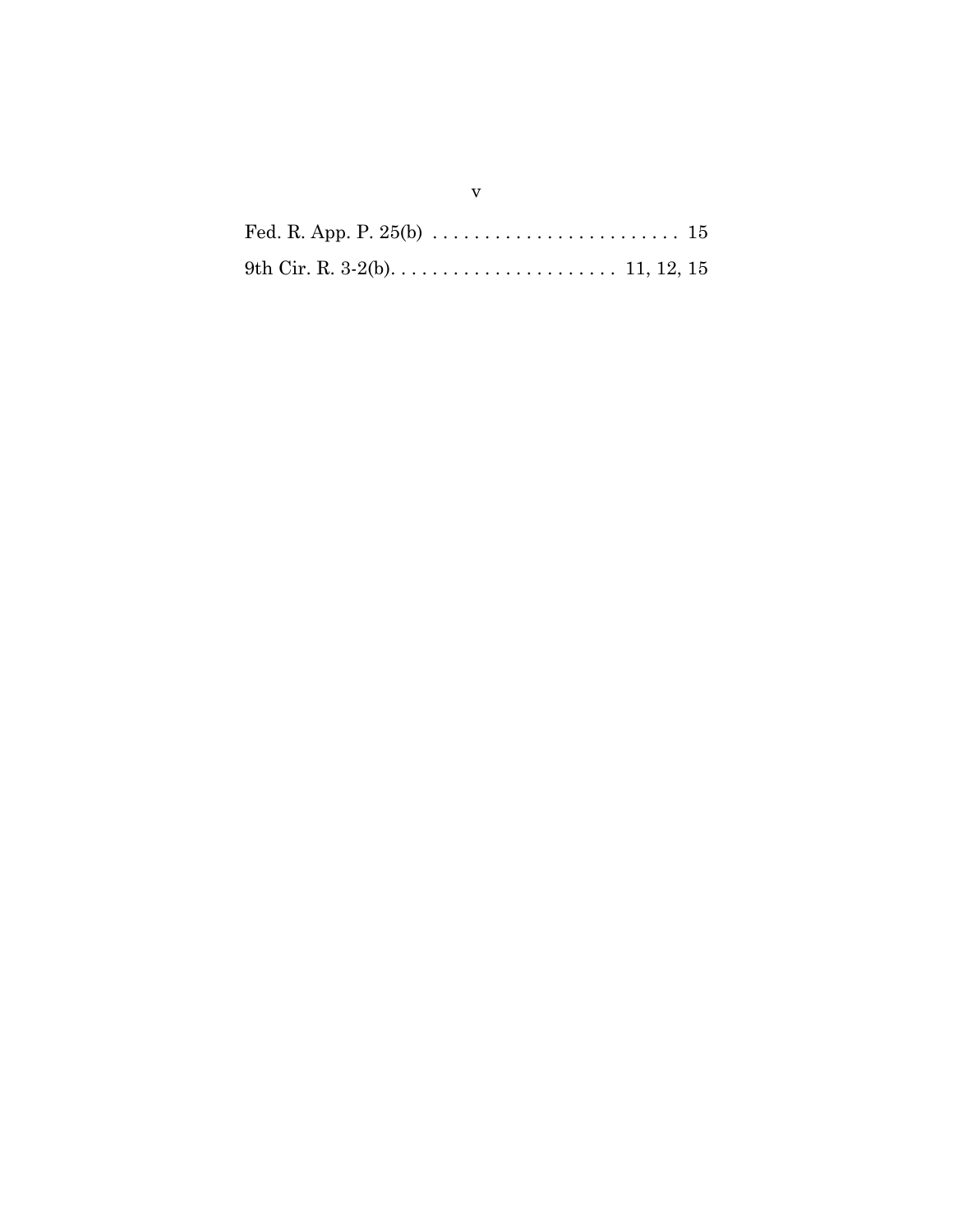Fed. R. App. P. 25(b) . . . . . . . . . . . . . . . . . . . . . . . . . 15

9th Cir. R. 3-2(b). . . . . . . . . . . . . . . . . . . . . . . 11, 12, 15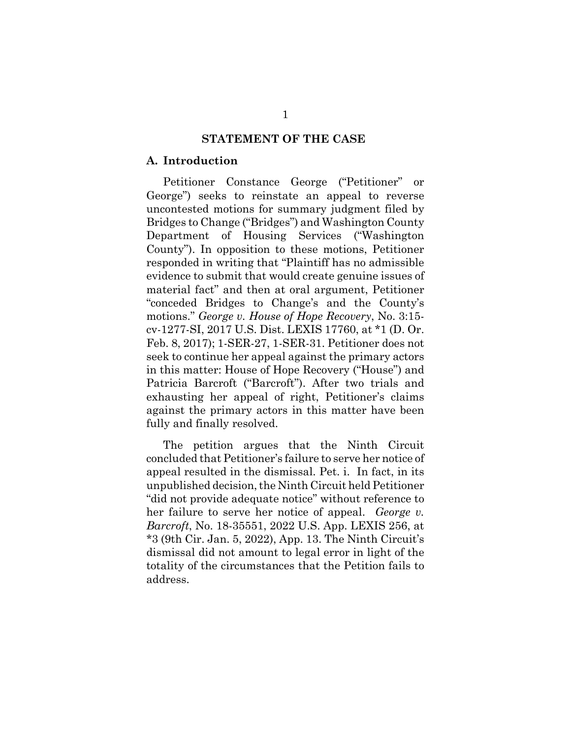## STATEMENT OF THE CASE

### A. Introduction

Petitioner Constance George ("Petitioner" or George") seeks to reinstate an appeal to reverse uncontested motions for summary judgment filed by Bridges to Change ("Bridges") and Washington County Department of Housing Services ("Washington County"). In opposition to these motions, Petitioner responded in writing that "Plaintiff has no admissible evidence to submit that would create genuine issues of material fact" and then at oral argument, Petitioner "conceded Bridges to Change's and the County's motions." *George v. House of Hope Recovery*, No. 3:15-cv-1277-SI, 2017 U.S. Dist. LEXIS 17760, at *1 (D. Or. Feb. 8, 2017); 1-SER-27, 1-SER-31. Petitioner does not seek to continue her appeal against the primary actors in this matter: House of Hope Recovery ("House") and Patricia Barcroft ("Barcroft"). After two trials and exhausting her appeal of right, Petitioner's claims against the primary actors in this matter have been fully and finally resolved.

The petition argues that the Ninth Circuit concluded that Petitioner's failure to serve her notice of appeal resulted in the dismissal. Pet. i. In fact, in its unpublished decision, the Ninth Circuit held Petitioner "did not provide adequate notice" without reference to her failure to serve her notice of appeal. *George v. Barcroft*, No. 18-35551, 2022 U.S. App. LEXIS 256, at *3 (9th Cir. Jan. 5, 2022), App. 13. The Ninth Circuit's dismissal did not amount to legal error in light of the totality of the circumstances that the Petition fails to address.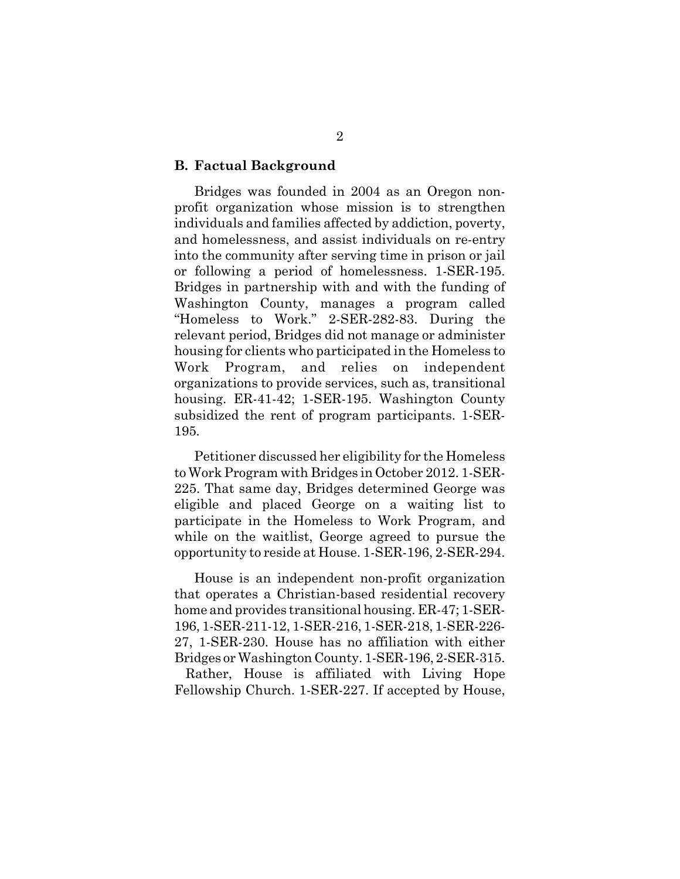### B. Factual Background

Bridges was founded in 2004 as an Oregon non-profit organization whose mission is to strengthen individuals and families affected by addiction, poverty, and homelessness, and assist individuals on re-entry into the community after serving time in prison or jail or following a period of homelessness. 1-SER-195. Bridges in partnership with and with the funding of Washington County, manages a program called "Homeless to Work." 2-SER-282-83. During the relevant period, Bridges did not manage or administer housing for clients who participated in the Homeless to Work Program, and relies on independent organizations to provide services, such as, transitional housing. ER-41-42; 1-SER-195. Washington County subsidized the rent of program participants. 1-SER-195.

Petitioner discussed her eligibility for the Homeless to Work Program with Bridges in October 2012. 1-SER-225. That same day, Bridges determined George was eligible and placed George on a waiting list to participate in the Homeless to Work Program, and while on the waitlist, George agreed to pursue the opportunity to reside at House. 1-SER-196, 2-SER-294.

House is an independent non-profit organization that operates a Christian-based residential recovery home and provides transitional housing. ER-47; 1-SER-196, 1-SER-211-12, 1-SER-216, 1-SER-218, 1-SER-226-27, 1-SER-230. House has no affiliation with either Bridges or Washington County. 1-SER-196, 2-SER-315. Rather, House is affiliated with Living Hope Fellowship Church. 1-SER-227. If accepted by House,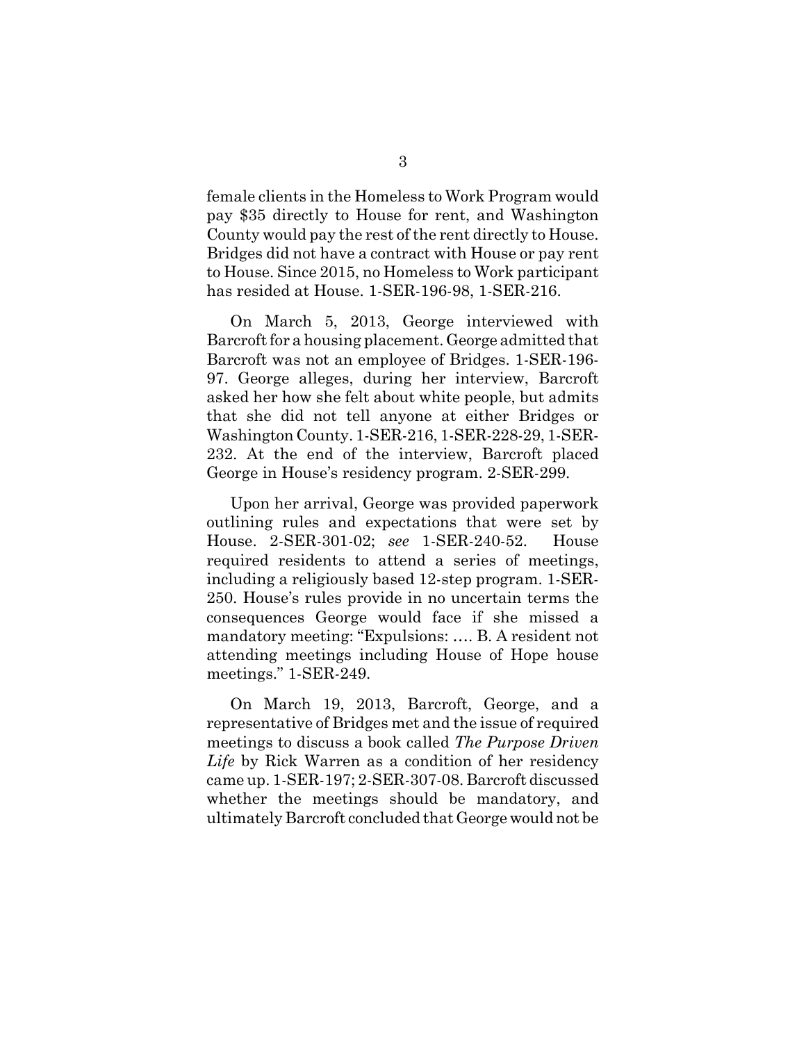female clients in the Homeless to Work Program would pay $35 directly to House for rent, and Washington County would pay the rest of the rent directly to House. Bridges did not have a contract with House or pay rent to House. Since 2015, no Homeless to Work participant has resided at House. 1-SER-196-98, 1-SER-216.

On March 5, 2013, George interviewed with Barcroft for a housing placement. George admitted that Barcroft was not an employee of Bridges. 1-SER-196-97. George alleges, during her interview, Barcroft asked her how she felt about white people, but admits that she did not tell anyone at either Bridges or Washington County. 1-SER-216, 1-SER-228-29, 1-SER-232. At the end of the interview, Barcroft placed George in House's residency program. 2-SER-299.

Upon her arrival, George was provided paperwork outlining rules and expectations that were set by House. 2-SER-301-02; *see* 1-SER-240-52. House required residents to attend a series of meetings, including a religiously based 12-step program. 1-SER-250. House's rules provide in no uncertain terms the consequences George would face if she missed a mandatory meeting: "Expulsions: …. B. A resident not attending meetings including House of Hope house meetings." 1-SER-249.

On March 19, 2013, Barcroft, George, and a representative of Bridges met and the issue of required meetings to discuss a book called *The Purpose Driven Life* by Rick Warren as a condition of her residency came up. 1-SER-197; 2-SER-307-08. Barcroft discussed whether the meetings should be mandatory, and ultimately Barcroft concluded that George would not be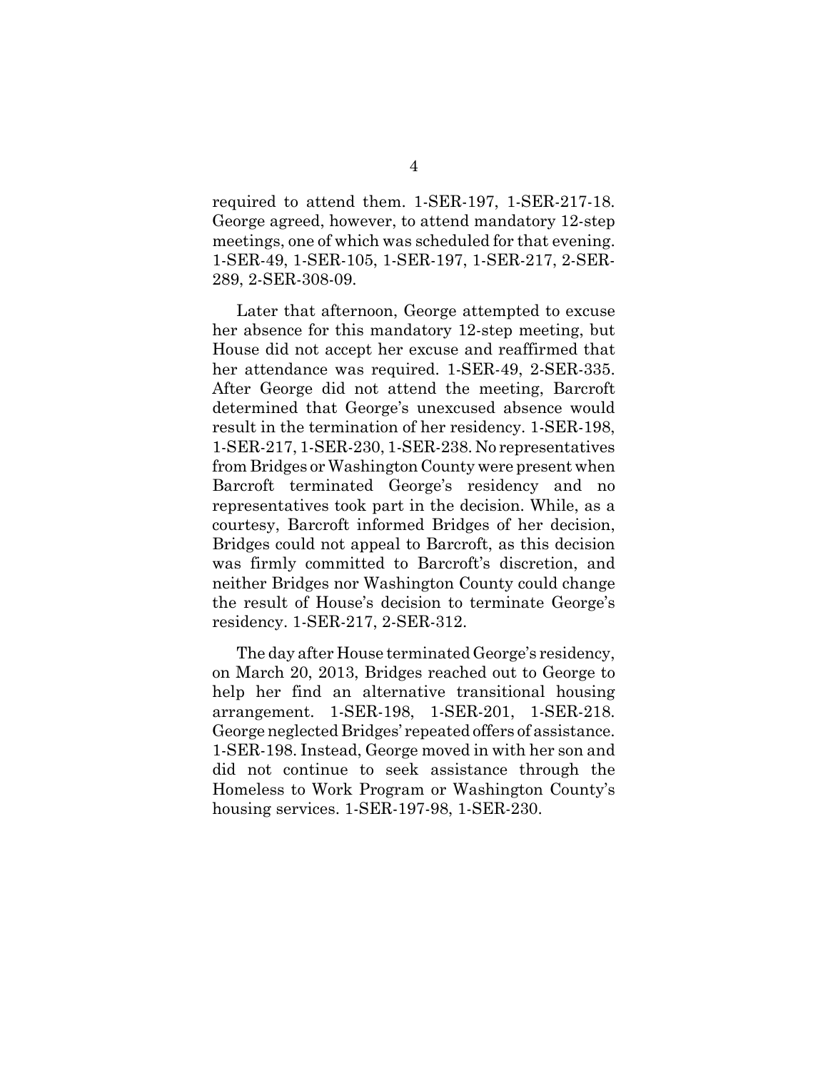required to attend them. 1-SER-197, 1-SER-217-18. George agreed, however, to attend mandatory 12-step meetings, one of which was scheduled for that evening. 1-SER-49, 1-SER-105, 1-SER-197, 1-SER-217, 2-SER-289, 2-SER-308-09.

Later that afternoon, George attempted to excuse her absence for this mandatory 12-step meeting, but House did not accept her excuse and reaffirmed that her attendance was required. 1-SER-49, 2-SER-335. After George did not attend the meeting, Barcroft determined that George's unexcused absence would result in the termination of her residency. 1-SER-198, 1-SER-217, 1-SER-230, 1-SER-238. No representatives from Bridges or Washington County were present when Barcroft terminated George's residency and no representatives took part in the decision. While, as a courtesy, Barcroft informed Bridges of her decision, Bridges could not appeal to Barcroft, as this decision was firmly committed to Barcroft's discretion, and neither Bridges nor Washington County could change the result of House's decision to terminate George's residency. 1-SER-217, 2-SER-312.

The day after House terminated George's residency, on March 20, 2013, Bridges reached out to George to help her find an alternative transitional housing arrangement. 1-SER-198, 1-SER-201, 1-SER-218. George neglected Bridges' repeated offers of assistance. 1-SER-198. Instead, George moved in with her son and did not continue to seek assistance through the Homeless to Work Program or Washington County's housing services. 1-SER-197-98, 1-SER-230.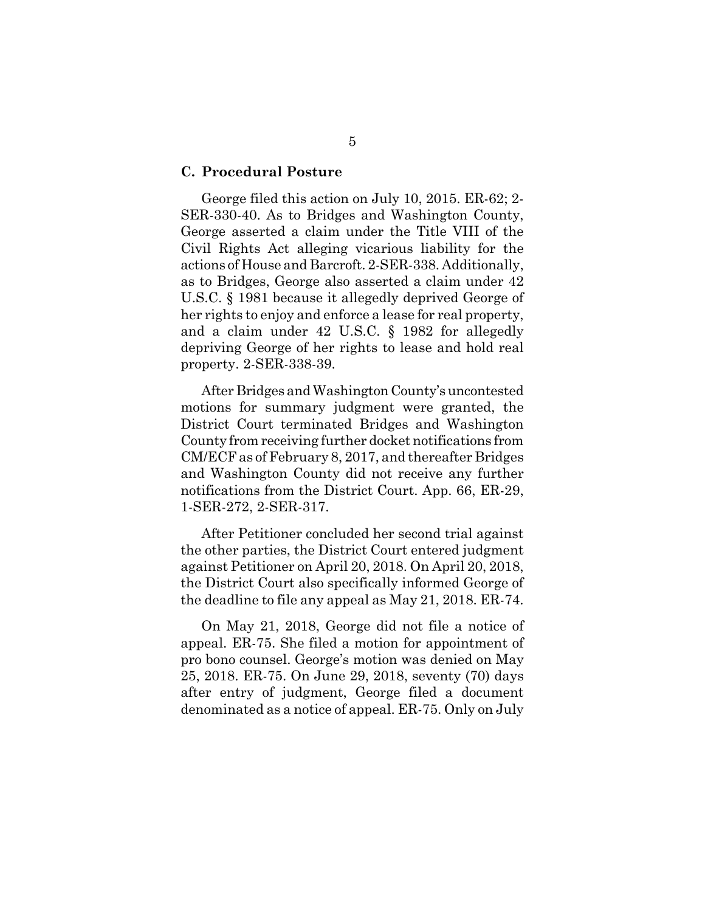### C. Procedural Posture

George filed this action on July 10, 2015. ER-62; 2-SER-330-40. As to Bridges and Washington County, George asserted a claim under the Title VIII of the Civil Rights Act alleging vicarious liability for the actions of House and Barcroft. 2-SER-338. Additionally, as to Bridges, George also asserted a claim under 42 U.S.C. § 1981 because it allegedly deprived George of her rights to enjoy and enforce a lease for real property, and a claim under 42 U.S.C. § 1982 for allegedly depriving George of her rights to lease and hold real property. 2-SER-338-39.

After Bridges and Washington County's uncontested motions for summary judgment were granted, the District Court terminated Bridges and Washington County from receiving further docket notifications from CM/ECF as of February 8, 2017, and thereafter Bridges and Washington County did not receive any further notifications from the District Court. App. 66, ER-29, 1-SER-272, 2-SER-317.

After Petitioner concluded her second trial against the other parties, the District Court entered judgment against Petitioner on April 20, 2018. On April 20, 2018, the District Court also specifically informed George of the deadline to file any appeal as May 21, 2018. ER-74.

On May 21, 2018, George did not file a notice of appeal. ER-75. She filed a motion for appointment of pro bono counsel. George's motion was denied on May 25, 2018. ER-75. On June 29, 2018, seventy (70) days after entry of judgment, George filed a document denominated as a notice of appeal. ER-75. Only on July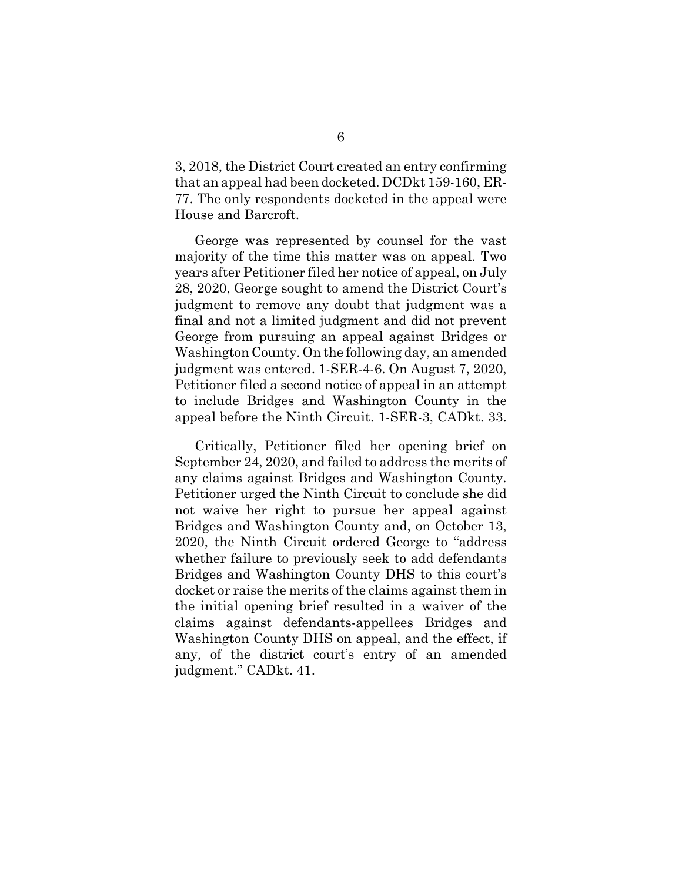3, 2018, the District Court created an entry confirming that an appeal had been docketed. DCDkt 159-160, ER-77. The only respondents docketed in the appeal were House and Barcroft.

George was represented by counsel for the vast majority of the time this matter was on appeal. Two years after Petitioner filed her notice of appeal, on July 28, 2020, George sought to amend the District Court's judgment to remove any doubt that judgment was a final and not a limited judgment and did not prevent George from pursuing an appeal against Bridges or Washington County. On the following day, an amended judgment was entered. 1-SER-4-6. On August 7, 2020, Petitioner filed a second notice of appeal in an attempt to include Bridges and Washington County in the appeal before the Ninth Circuit. 1-SER-3, CADkt. 33.

Critically, Petitioner filed her opening brief on September 24, 2020, and failed to address the merits of any claims against Bridges and Washington County. Petitioner urged the Ninth Circuit to conclude she did not waive her right to pursue her appeal against Bridges and Washington County and, on October 13, 2020, the Ninth Circuit ordered George to "address whether failure to previously seek to add defendants Bridges and Washington County DHS to this court's docket or raise the merits of the claims against them in the initial opening brief resulted in a waiver of the claims against defendants-appellees Bridges and Washington County DHS on appeal, and the effect, if any, of the district court's entry of an amended judgment." CADkt. 41.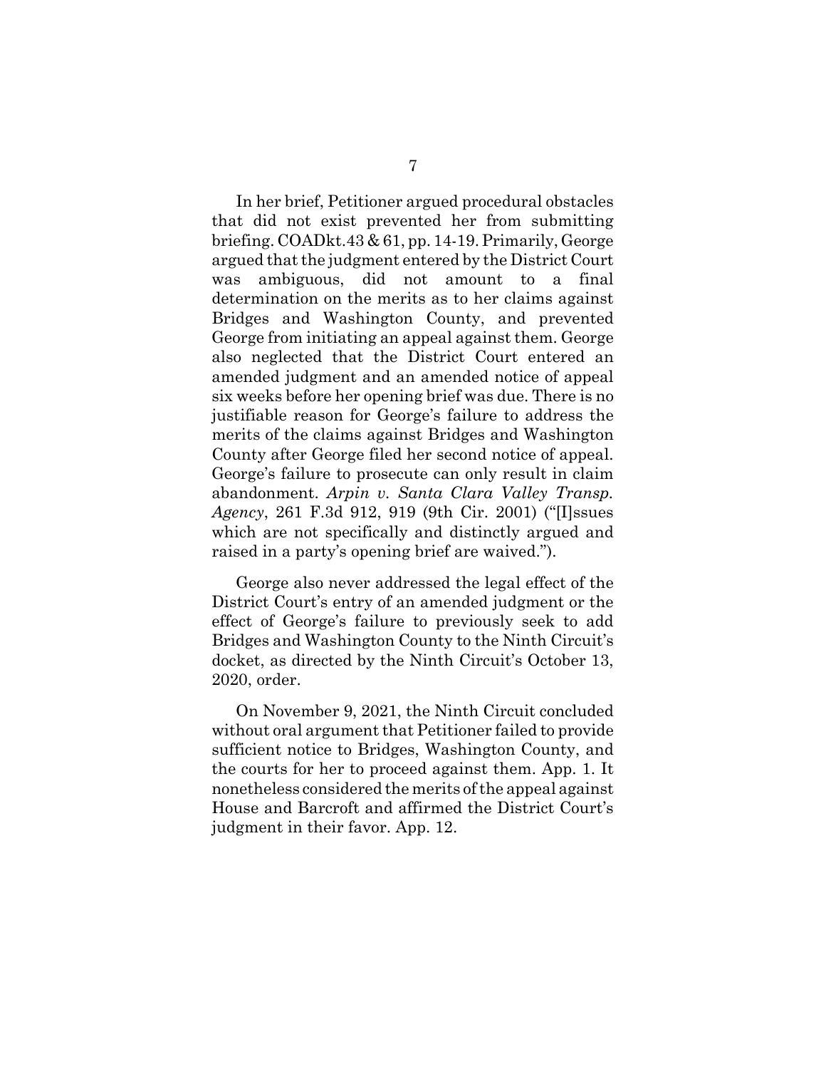In her brief, Petitioner argued procedural obstacles that did not exist prevented her from submitting briefing. COADkt.43 & 61, pp. 14-19. Primarily, George argued that the judgment entered by the District Court was ambiguous, did not amount to a final determination on the merits as to her claims against Bridges and Washington County, and prevented George from initiating an appeal against them. George also neglected that the District Court entered an amended judgment and an amended notice of appeal six weeks before her opening brief was due. There is no justifiable reason for George's failure to address the merits of the claims against Bridges and Washington County after George filed her second notice of appeal. George's failure to prosecute can only result in claim abandonment. *Arpin v. Santa Clara Valley Transp. Agency*, 261 F.3d 912, 919 (9th Cir. 2001) ("[I]ssues which are not specifically and distinctly argued and raised in a party's opening brief are waived.").

George also never addressed the legal effect of the District Court's entry of an amended judgment or the effect of George's failure to previously seek to add Bridges and Washington County to the Ninth Circuit's docket, as directed by the Ninth Circuit's October 13, 2020, order.

On November 9, 2021, the Ninth Circuit concluded without oral argument that Petitioner failed to provide sufficient notice to Bridges, Washington County, and the courts for her to proceed against them. App. 1. It nonetheless considered the merits of the appeal against House and Barcroft and affirmed the District Court's judgment in their favor. App. 12.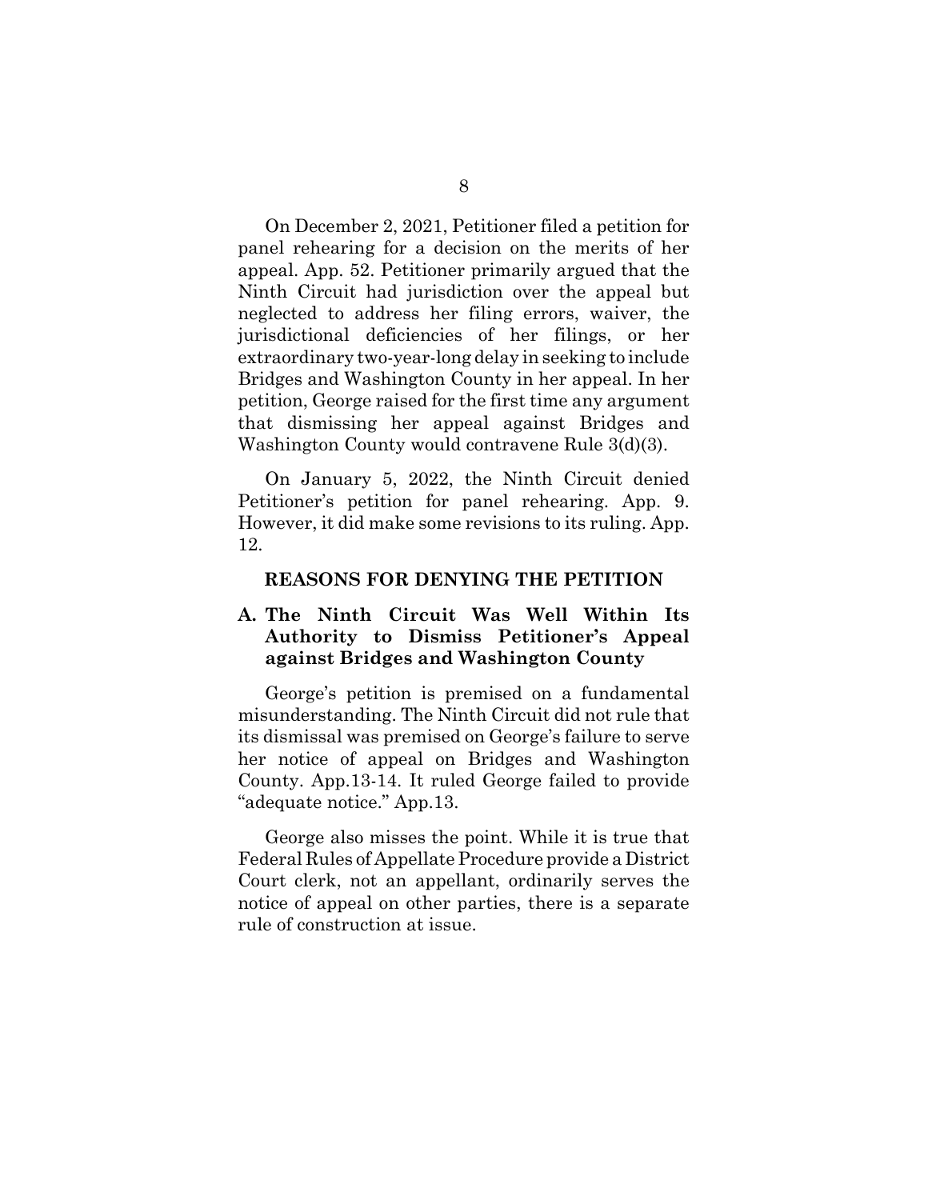On December 2, 2021, Petitioner filed a petition for panel rehearing for a decision on the merits of her appeal. App. 52. Petitioner primarily argued that the Ninth Circuit had jurisdiction over the appeal but neglected to address her filing errors, waiver, the jurisdictional deficiencies of her filings, or her extraordinary two-year-long delay in seeking to include Bridges and Washington County in her appeal. In her petition, George raised for the first time any argument that dismissing her appeal against Bridges and Washington County would contravene Rule 3(d)(3).

On January 5, 2022, the Ninth Circuit denied Petitioner's petition for panel rehearing. App. 9. However, it did make some revisions to its ruling. App. 12.

## REASONS FOR DENYING THE PETITION

### A. The Ninth Circuit Was Well Within Its Authority to Dismiss Petitioner's Appeal against Bridges and Washington County

George's petition is premised on a fundamental misunderstanding. The Ninth Circuit did not rule that its dismissal was premised on George's failure to serve her notice of appeal on Bridges and Washington County. App.13-14. It ruled George failed to provide "adequate notice." App.13.

George also misses the point. While it is true that Federal Rules of Appellate Procedure provide a District Court clerk, not an appellant, ordinarily serves the notice of appeal on other parties, there is a separate rule of construction at issue.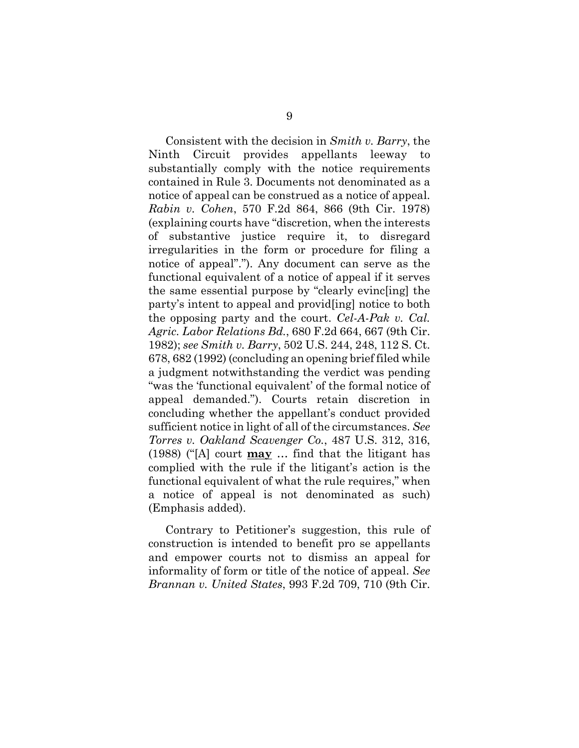Consistent with the decision in *Smith v. Barry*, the Ninth Circuit provides appellants leeway to substantially comply with the notice requirements contained in Rule 3. Documents not denominated as a notice of appeal can be construed as a notice of appeal. *Rabin v. Cohen*, 570 F.2d 864, 866 (9th Cir. 1978) (explaining courts have "discretion, when the interests of substantive justice require it, to disregard irregularities in the form or procedure for filing a notice of appeal"."). Any document can serve as the functional equivalent of a notice of appeal if it serves the same essential purpose by "clearly evinc[ing] the party's intent to appeal and provid[ing] notice to both the opposing party and the court. *Cel-A-Pak v. Cal. Agric. Labor Relations Bd.*, 680 F.2d 664, 667 (9th Cir. 1982); *see Smith v. Barry*, 502 U.S. 244, 248, 112 S. Ct. 678, 682 (1992) (concluding an opening brief filed while a judgment notwithstanding the verdict was pending "was the 'functional equivalent' of the formal notice of appeal demanded."). Courts retain discretion in concluding whether the appellant's conduct provided sufficient notice in light of all of the circumstances. *See Torres v. Oakland Scavenger Co.*, 487 U.S. 312, 316, (1988) ("[A] court **<u>may</u>** … find that the litigant has complied with the rule if the litigant's action is the functional equivalent of what the rule requires," when a notice of appeal is not denominated as such) (Emphasis added).

Contrary to Petitioner's suggestion, this rule of construction is intended to benefit pro se appellants and empower courts not to dismiss an appeal for informality of form or title of the notice of appeal. *See Brannan v. United States*, 993 F.2d 709, 710 (9th Cir.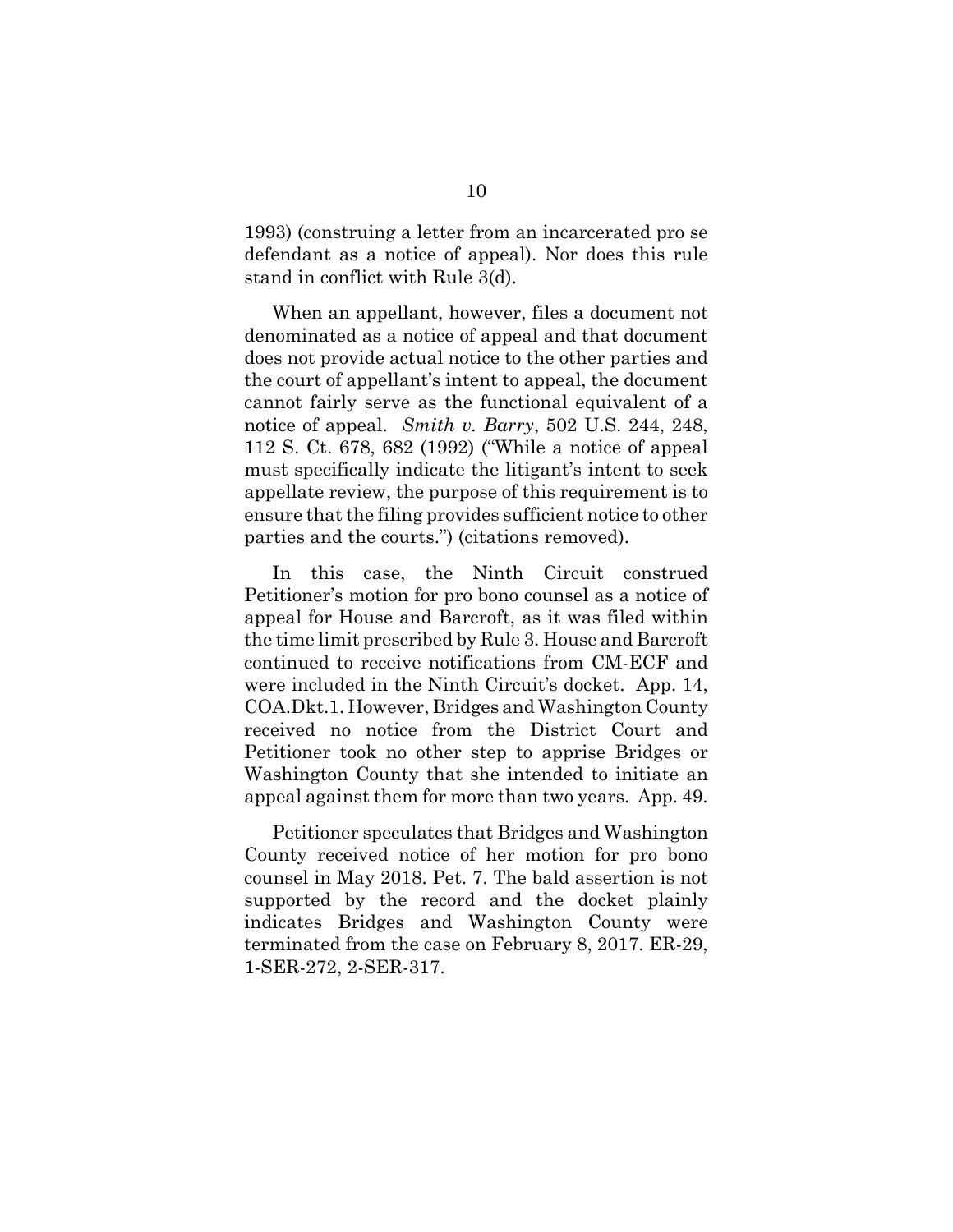1993) (construing a letter from an incarcerated pro se defendant as a notice of appeal). Nor does this rule stand in conflict with Rule 3(d).

When an appellant, however, files a document not denominated as a notice of appeal and that document does not provide actual notice to the other parties and the court of appellant's intent to appeal, the document cannot fairly serve as the functional equivalent of a notice of appeal. *Smith v. Barry*, 502 U.S. 244, 248, 112 S. Ct. 678, 682 (1992) ("While a notice of appeal must specifically indicate the litigant's intent to seek appellate review, the purpose of this requirement is to ensure that the filing provides sufficient notice to other parties and the courts.") (citations removed).

In this case, the Ninth Circuit construed Petitioner's motion for pro bono counsel as a notice of appeal for House and Barcroft, as it was filed within the time limit prescribed by Rule 3. House and Barcroft continued to receive notifications from CM-ECF and were included in the Ninth Circuit's docket. App. 14, COA.Dkt.1. However, Bridges and Washington County received no notice from the District Court and Petitioner took no other step to apprise Bridges or Washington County that she intended to initiate an appeal against them for more than two years. App. 49.

Petitioner speculates that Bridges and Washington County received notice of her motion for pro bono counsel in May 2018. Pet. 7. The bald assertion is not supported by the record and the docket plainly indicates Bridges and Washington County were terminated from the case on February 8, 2017. ER-29, 1-SER-272, 2-SER-317.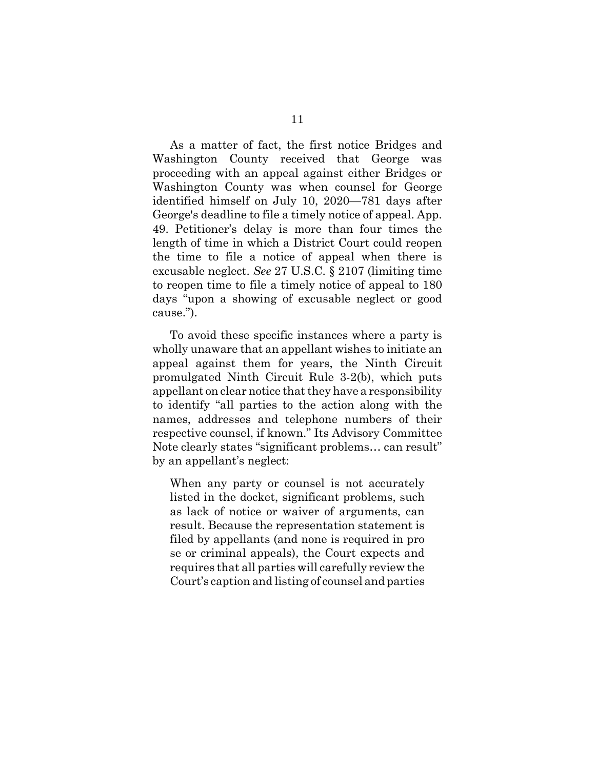As a matter of fact, the first notice Bridges and Washington County received that George was proceeding with an appeal against either Bridges or Washington County was when counsel for George identified himself on July 10, 2020—781 days after George's deadline to file a timely notice of appeal. App. 49. Petitioner's delay is more than four times the length of time in which a District Court could reopen the time to file a notice of appeal when there is excusable neglect. *See* 27 U.S.C. § 2107 (limiting time to reopen time to file a timely notice of appeal to 180 days "upon a showing of excusable neglect or good cause.").

To avoid these specific instances where a party is wholly unaware that an appellant wishes to initiate an appeal against them for years, the Ninth Circuit promulgated Ninth Circuit Rule 3-2(b), which puts appellant on clear notice that they have a responsibility to identify "all parties to the action along with the names, addresses and telephone numbers of their respective counsel, if known." Its Advisory Committee Note clearly states "significant problems… can result" by an appellant's neglect:

> When any party or counsel is not accurately listed in the docket, significant problems, such as lack of notice or waiver of arguments, can result. Because the representation statement is filed by appellants (and none is required in pro se or criminal appeals), the Court expects and requires that all parties will carefully review the Court's caption and listing of counsel and parties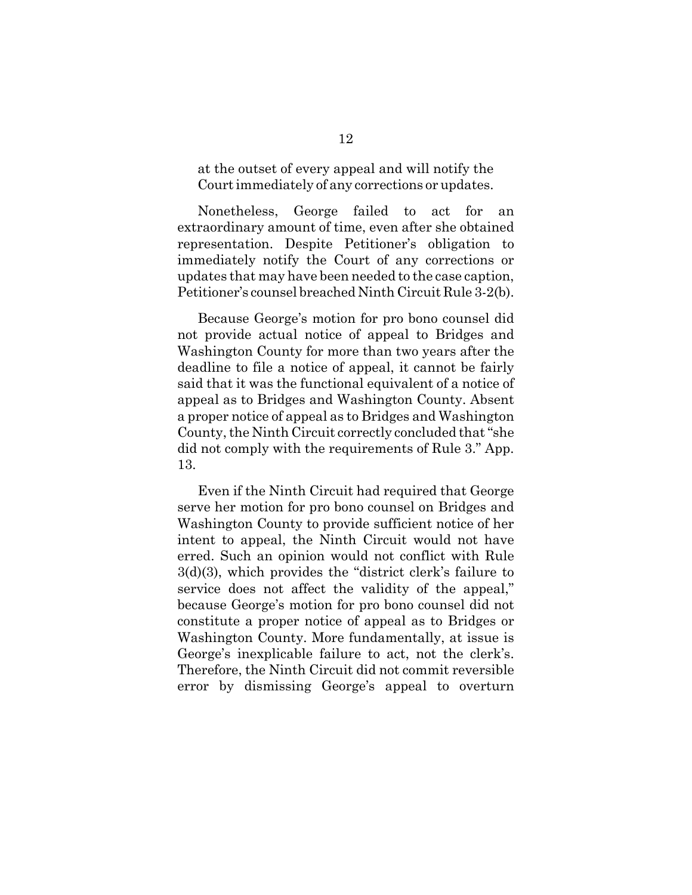at the outset of every appeal and will notify the Court immediately of any corrections or updates.

Nonetheless, George failed to act for an extraordinary amount of time, even after she obtained representation. Despite Petitioner's obligation to immediately notify the Court of any corrections or updates that may have been needed to the case caption, Petitioner's counsel breached Ninth Circuit Rule 3-2(b).

Because George's motion for pro bono counsel did not provide actual notice of appeal to Bridges and Washington County for more than two years after the deadline to file a notice of appeal, it cannot be fairly said that it was the functional equivalent of a notice of appeal as to Bridges and Washington County. Absent a proper notice of appeal as to Bridges and Washington County, the Ninth Circuit correctly concluded that "she did not comply with the requirements of Rule 3." App. 13.

Even if the Ninth Circuit had required that George serve her motion for pro bono counsel on Bridges and Washington County to provide sufficient notice of her intent to appeal, the Ninth Circuit would not have erred. Such an opinion would not conflict with Rule 3(d)(3), which provides the "district clerk's failure to service does not affect the validity of the appeal," because George's motion for pro bono counsel did not constitute a proper notice of appeal as to Bridges or Washington County. More fundamentally, at issue is George's inexplicable failure to act, not the clerk's. Therefore, the Ninth Circuit did not commit reversible error by dismissing George's appeal to overturn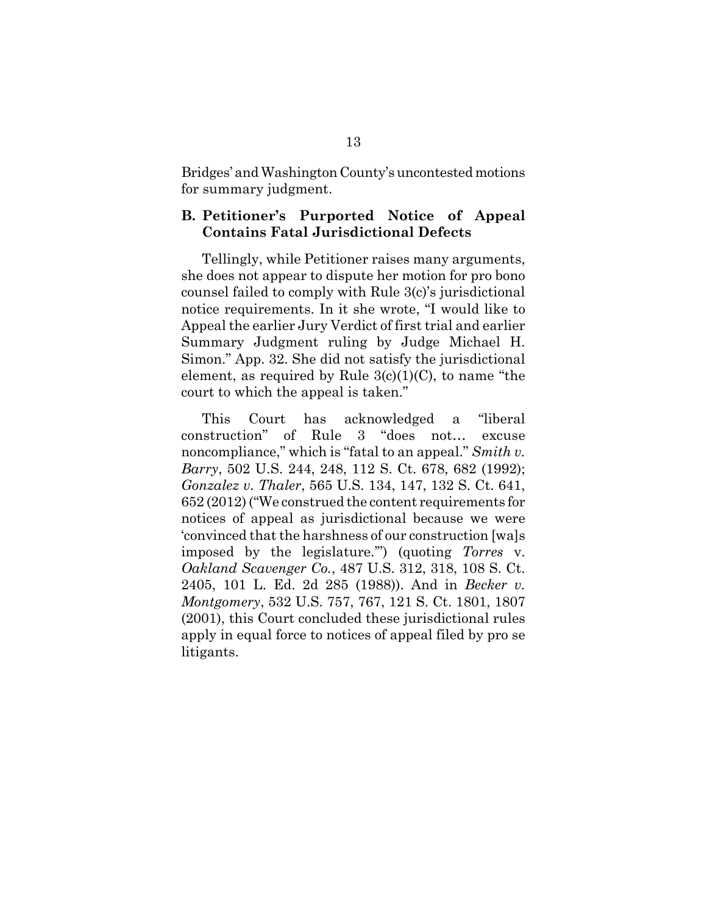Bridges' and Washington County's uncontested motions for summary judgment.

### B. Petitioner's Purported Notice of Appeal Contains Fatal Jurisdictional Defects

Tellingly, while Petitioner raises many arguments, she does not appear to dispute her motion for pro bono counsel failed to comply with Rule 3(c)'s jurisdictional notice requirements. In it she wrote, "I would like to Appeal the earlier Jury Verdict of first trial and earlier Summary Judgment ruling by Judge Michael H. Simon." App. 32. She did not satisfy the jurisdictional element, as required by Rule 3(c)(1)(C), to name "the court to which the appeal is taken."

This Court has acknowledged a "liberal construction" of Rule 3 "does not… excuse noncompliance," which is "fatal to an appeal." *Smith v. Barry*, 502 U.S. 244, 248, 112 S. Ct. 678, 682 (1992); *Gonzalez v. Thaler*, 565 U.S. 134, 147, 132 S. Ct. 641, 652 (2012) ("We construed the content requirements for notices of appeal as jurisdictional because we were 'convinced that the harshness of our construction [wa]s imposed by the legislature.'") (quoting *Torres* v. *Oakland Scavenger Co.*, 487 U.S. 312, 318, 108 S. Ct. 2405, 101 L. Ed. 2d 285 (1988)). And in *Becker v. Montgomery*, 532 U.S. 757, 767, 121 S. Ct. 1801, 1807 (2001), this Court concluded these jurisdictional rules apply in equal force to notices of appeal filed by pro se litigants.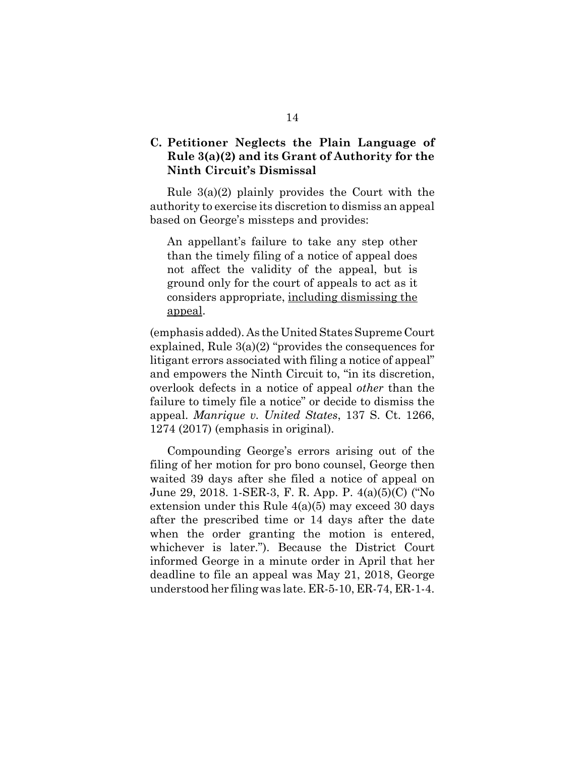### C. Petitioner Neglects the Plain Language of Rule 3(a)(2) and its Grant of Authority for the Ninth Circuit's Dismissal

Rule 3(a)(2) plainly provides the Court with the authority to exercise its discretion to dismiss an appeal based on George's missteps and provides:

> An appellant's failure to take any step other than the timely filing of a notice of appeal does not affect the validity of the appeal, but is ground only for the court of appeals to act as it considers appropriate, <u>including dismissing the appeal</u>.

(emphasis added). As the United States Supreme Court explained, Rule 3(a)(2) "provides the consequences for litigant errors associated with filing a notice of appeal" and empowers the Ninth Circuit to, "in its discretion, overlook defects in a notice of appeal *other* than the failure to timely file a notice" or decide to dismiss the appeal. *Manrique v. United States*, 137 S. Ct. 1266, 1274 (2017) (emphasis in original).

Compounding George's errors arising out of the filing of her motion for pro bono counsel, George then waited 39 days after she filed a notice of appeal on June 29, 2018. 1-SER-3, F. R. App. P. 4(a)(5)(C) ("No extension under this Rule 4(a)(5) may exceed 30 days after the prescribed time or 14 days after the date when the order granting the motion is entered, whichever is later."). Because the District Court informed George in a minute order in April that her deadline to file an appeal was May 21, 2018, George understood her filing was late. ER-5-10, ER-74, ER-1-4.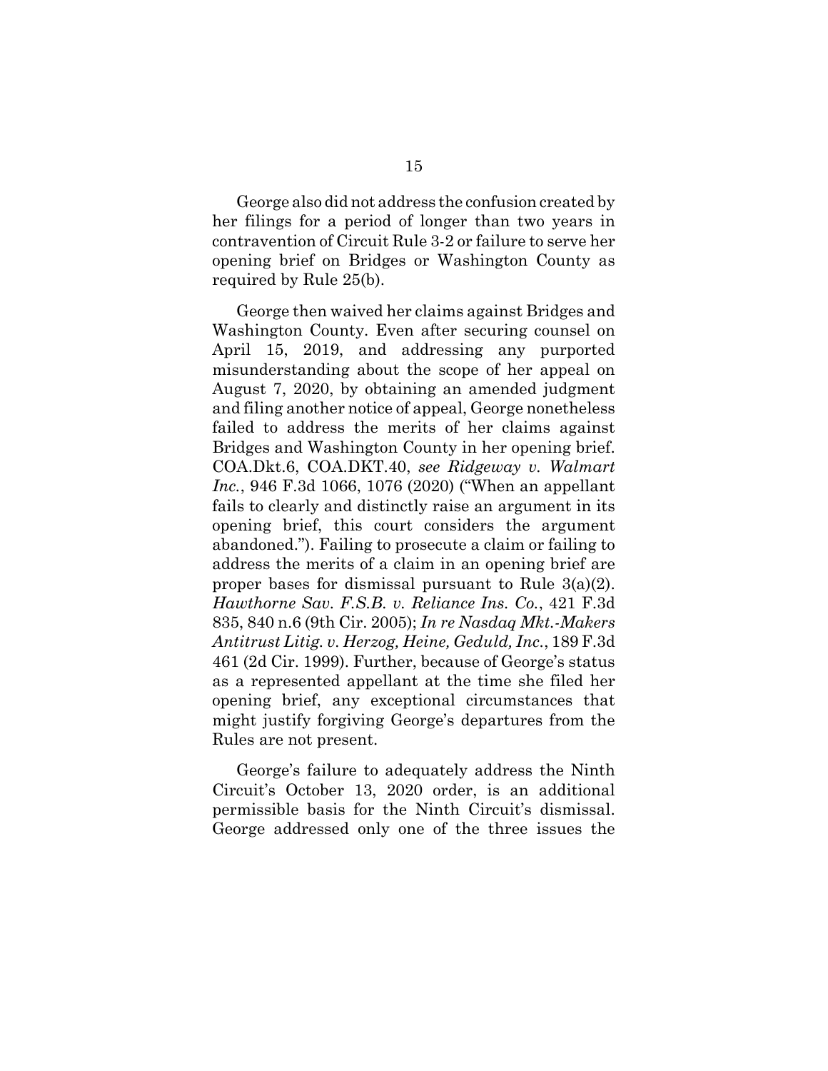George also did not address the confusion created by her filings for a period of longer than two years in contravention of Circuit Rule 3-2 or failure to serve her opening brief on Bridges or Washington County as required by Rule 25(b).

George then waived her claims against Bridges and Washington County. Even after securing counsel on April 15, 2019, and addressing any purported misunderstanding about the scope of her appeal on August 7, 2020, by obtaining an amended judgment and filing another notice of appeal, George nonetheless failed to address the merits of her claims against Bridges and Washington County in her opening brief. COA.Dkt.6, COA.DKT.40, *see Ridgeway v. Walmart Inc.*, 946 F.3d 1066, 1076 (2020) ("When an appellant fails to clearly and distinctly raise an argument in its opening brief, this court considers the argument abandoned."). Failing to prosecute a claim or failing to address the merits of a claim in an opening brief are proper bases for dismissal pursuant to Rule 3(a)(2). *Hawthorne Sav. F.S.B. v. Reliance Ins. Co.*, 421 F.3d 835, 840 n.6 (9th Cir. 2005); *In re Nasdaq Mkt.-Makers Antitrust Litig. v. Herzog, Heine, Geduld, Inc.*, 189 F.3d 461 (2d Cir. 1999). Further, because of George's status as a represented appellant at the time she filed her opening brief, any exceptional circumstances that might justify forgiving George's departures from the Rules are not present.

George's failure to adequately address the Ninth Circuit's October 13, 2020 order, is an additional permissible basis for the Ninth Circuit's dismissal. George addressed only one of the three issues the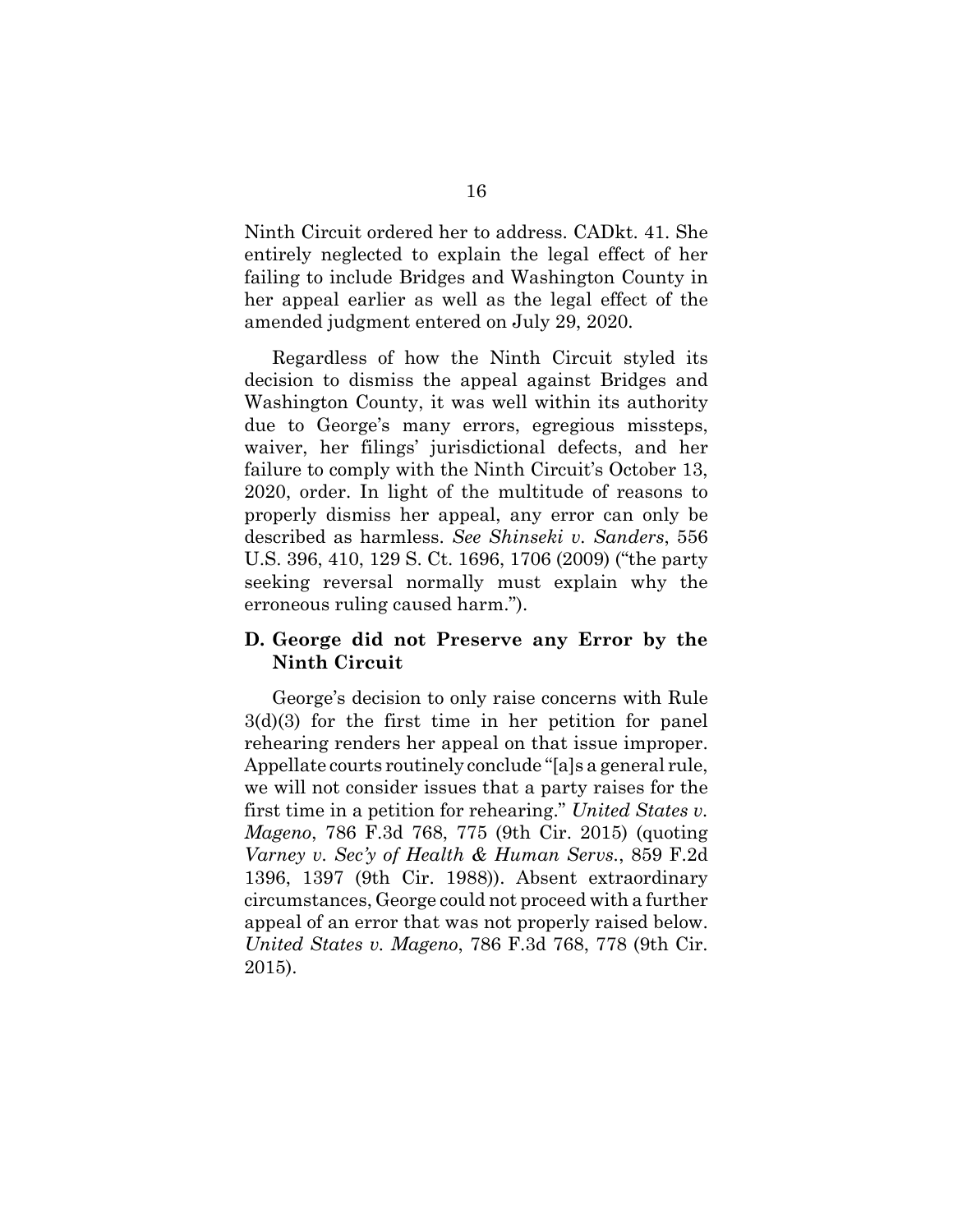Ninth Circuit ordered her to address. CADkt. 41. She entirely neglected to explain the legal effect of her failing to include Bridges and Washington County in her appeal earlier as well as the legal effect of the amended judgment entered on July 29, 2020.

Regardless of how the Ninth Circuit styled its decision to dismiss the appeal against Bridges and Washington County, it was well within its authority due to George's many errors, egregious missteps, waiver, her filings' jurisdictional defects, and her failure to comply with the Ninth Circuit's October 13, 2020, order. In light of the multitude of reasons to properly dismiss her appeal, any error can only be described as harmless. *See Shinseki v. Sanders*, 556 U.S. 396, 410, 129 S. Ct. 1696, 1706 (2009) ("the party seeking reversal normally must explain why the erroneous ruling caused harm.").

### D. George did not Preserve any Error by the Ninth Circuit

George's decision to only raise concerns with Rule 3(d)(3) for the first time in her petition for panel rehearing renders her appeal on that issue improper. Appellate courts routinely conclude "[a]s a general rule, we will not consider issues that a party raises for the first time in a petition for rehearing." *United States v. Mageno*, 786 F.3d 768, 775 (9th Cir. 2015) (quoting *Varney v. Sec'y of Health & Human Servs.*, 859 F.2d 1396, 1397 (9th Cir. 1988)). Absent extraordinary circumstances, George could not proceed with a further appeal of an error that was not properly raised below. *United States v. Mageno*, 786 F.3d 768, 778 (9th Cir. 2015).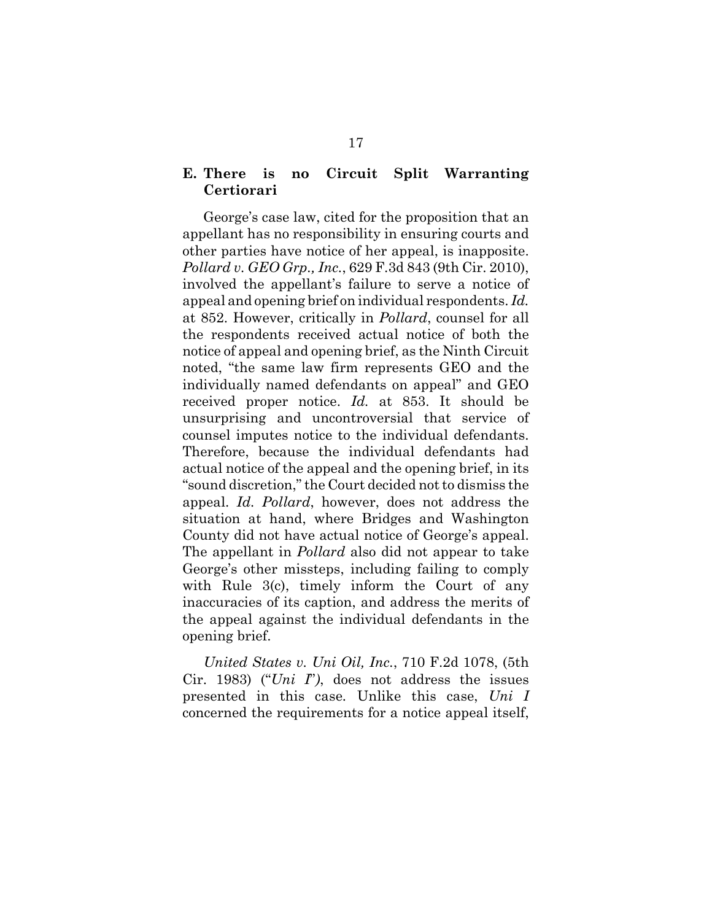### E. There is no Circuit Split Warranting Certiorari

George's case law, cited for the proposition that an appellant has no responsibility in ensuring courts and other parties have notice of her appeal, is inapposite. *Pollard v. GEO Grp., Inc.*, 629 F.3d 843 (9th Cir. 2010), involved the appellant's failure to serve a notice of appeal and opening brief on individual respondents. *Id.* at 852. However, critically in *Pollard*, counsel for all the respondents received actual notice of both the notice of appeal and opening brief, as the Ninth Circuit noted, "the same law firm represents GEO and the individually named defendants on appeal" and GEO received proper notice. *Id.* at 853. It should be unsurprising and uncontroversial that service of counsel imputes notice to the individual defendants. Therefore, because the individual defendants had actual notice of the appeal and the opening brief, in its "sound discretion," the Court decided not to dismiss the appeal. *Id. Pollard*, however, does not address the situation at hand, where Bridges and Washington County did not have actual notice of George's appeal. The appellant in *Pollard* also did not appear to take George's other missteps, including failing to comply with Rule 3(c), timely inform the Court of any inaccuracies of its caption, and address the merits of the appeal against the individual defendants in the opening brief.

*United States v. Uni Oil, Inc.*, 710 F.2d 1078, (5th Cir. 1983) ("*Uni I*"), does not address the issues presented in this case. Unlike this case, *Uni I* concerned the requirements for a notice appeal itself,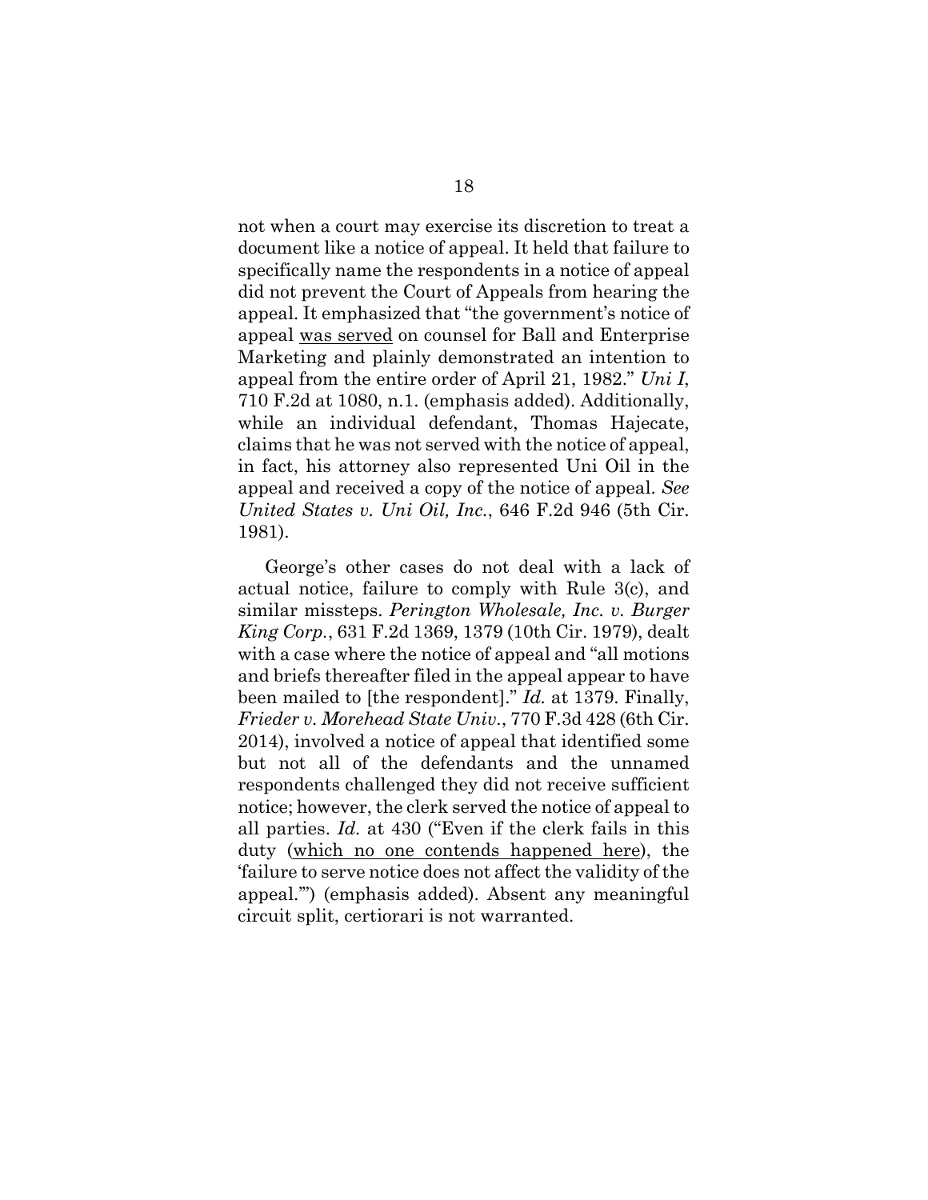not when a court may exercise its discretion to treat a document like a notice of appeal. It held that failure to specifically name the respondents in a notice of appeal did not prevent the Court of Appeals from hearing the appeal. It emphasized that "the government's notice of appeal <u>was served</u> on counsel for Ball and Enterprise Marketing and plainly demonstrated an intention to appeal from the entire order of April 21, 1982." *Uni I*, 710 F.2d at 1080, n.1. (emphasis added). Additionally, while an individual defendant, Thomas Hajecate, claims that he was not served with the notice of appeal, in fact, his attorney also represented Uni Oil in the appeal and received a copy of the notice of appeal. *See United States v. Uni Oil, Inc.*, 646 F.2d 946 (5th Cir. 1981).

George's other cases do not deal with a lack of actual notice, failure to comply with Rule 3(c), and similar missteps. *Perington Wholesale, Inc. v. Burger King Corp.*, 631 F.2d 1369, 1379 (10th Cir. 1979), dealt with a case where the notice of appeal and "all motions and briefs thereafter filed in the appeal appear to have been mailed to [the respondent]." *Id.* at 1379. Finally, *Frieder v. Morehead State Univ.*, 770 F.3d 428 (6th Cir. 2014), involved a notice of appeal that identified some but not all of the defendants and the unnamed respondents challenged they did not receive sufficient notice; however, the clerk served the notice of appeal to all parties. *Id.* at 430 ("Even if the clerk fails in this duty (<u>which no one contends happened here</u>), the 'failure to serve notice does not affect the validity of the appeal.'") (emphasis added). Absent any meaningful circuit split, certiorari is not warranted.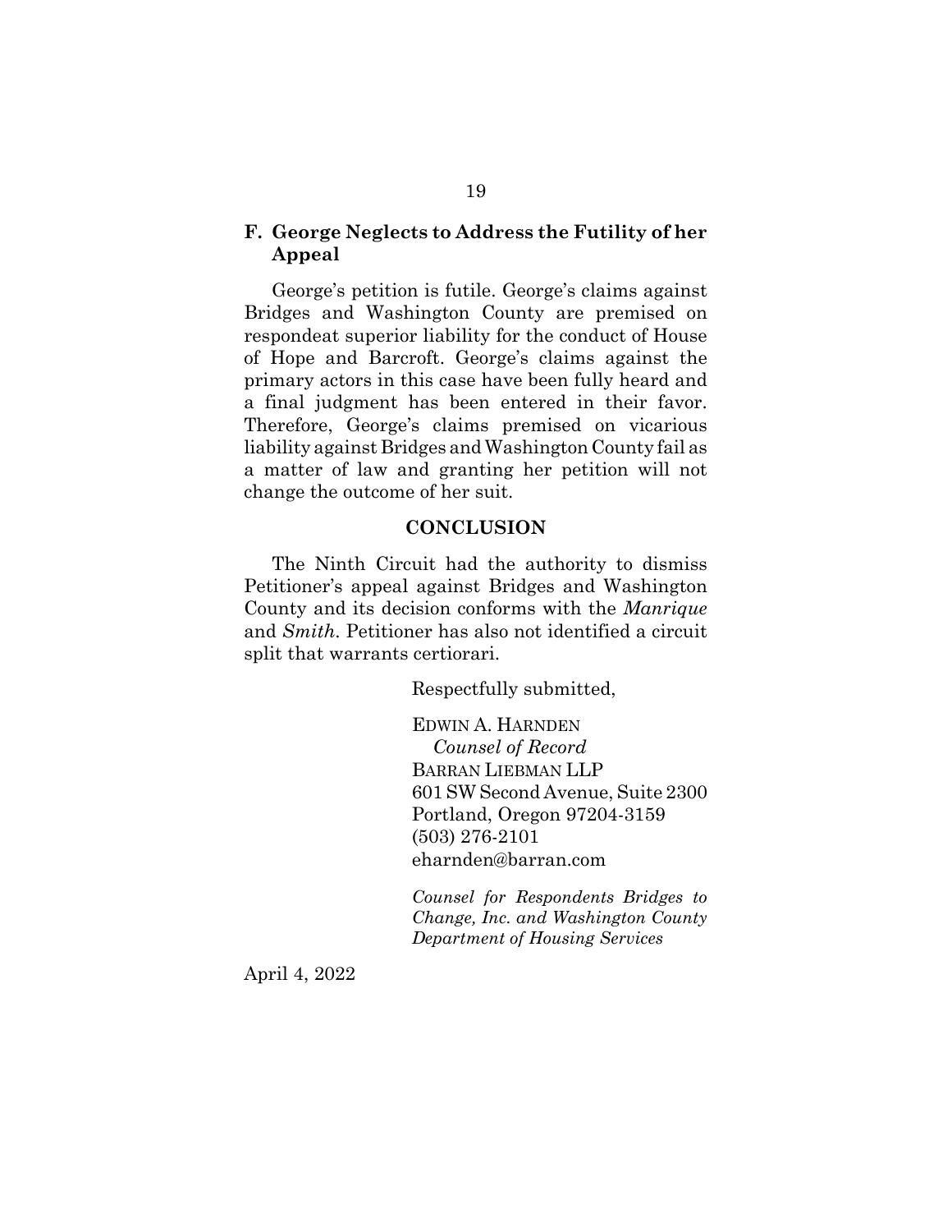## F. George Neglects to Address the Futility of her Appeal

George's petition is futile. George's claims against Bridges and Washington County are premised on respondeat superior liability for the conduct of House of Hope and Barcroft. George's claims against the primary actors in this case have been fully heard and a final judgment has been entered in their favor. Therefore, George's claims premised on vicarious liability against Bridges and Washington County fail as a matter of law and granting her petition will not change the outcome of her suit.

## CONCLUSION

The Ninth Circuit had the authority to dismiss Petitioner's appeal against Bridges and Washington County and its decision conforms with the *Manrique* and *Smith*. Petitioner has also not identified a circuit split that warrants certiorari.

Respectfully submitted,

EDWIN A. HARNDEN
*Counsel of Record*
BARRAN LIEBMAN LLP
601 SW Second Avenue, Suite 2300
Portland, Oregon 97204-3159
(503) 276-2101
eharnden@barran.com

*Counsel for Respondents Bridges to Change, Inc. and Washington County Department of Housing Services*

April 4, 2022